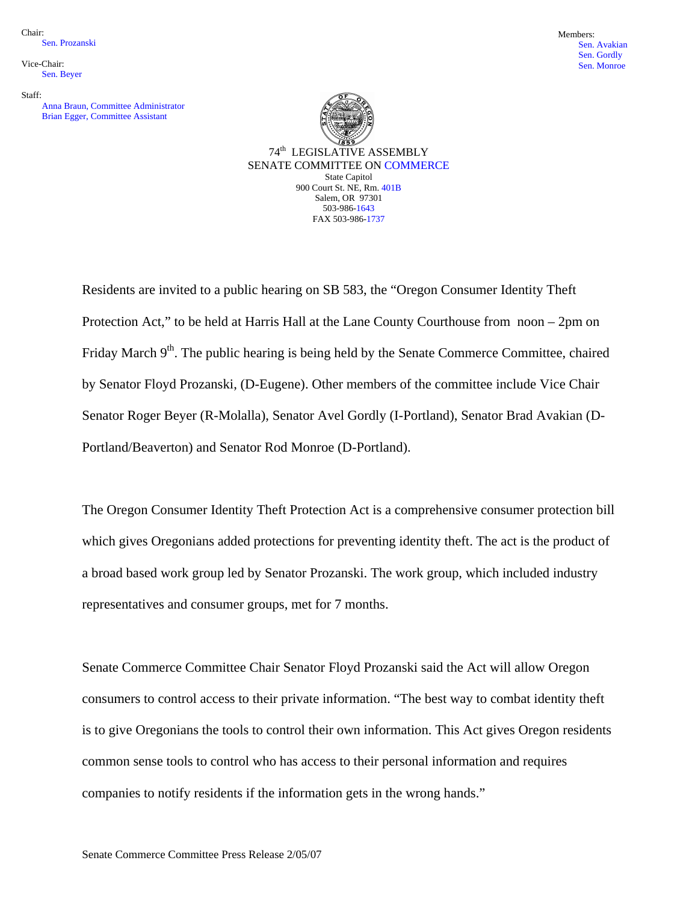Chair:
Sen. Prozanski

Vice-Chair:
Sen. Beyer

Staff:
Anna Braun, Committee Administrator
Brian Egger, Committee Assistant

Members:
Sen. Avakian
Sen. Gordly
Sen. Monroe

74th LEGISLATIVE ASSEMBLY
SENATE COMMITTEE ON COMMERCE
State Capitol
900 Court St. NE, Rm. 401B
Salem, OR 97301
503-986-1643
FAX 503-986-1737

Residents are invited to a public hearing on SB 583, the "Oregon Consumer Identity Theft Protection Act," to be held at Harris Hall at the Lane County Courthouse from noon – 2pm on Friday March 9th. The public hearing is being held by the Senate Commerce Committee, chaired by Senator Floyd Prozanski, (D-Eugene). Other members of the committee include Vice Chair Senator Roger Beyer (R-Molalla), Senator Avel Gordly (I-Portland), Senator Brad Avakian (D-Portland/Beaverton) and Senator Rod Monroe (D-Portland).

The Oregon Consumer Identity Theft Protection Act is a comprehensive consumer protection bill which gives Oregonians added protections for preventing identity theft. The act is the product of a broad based work group led by Senator Prozanski. The work group, which included industry representatives and consumer groups, met for 7 months.

Senate Commerce Committee Chair Senator Floyd Prozanski said the Act will allow Oregon consumers to control access to their private information. "The best way to combat identity theft is to give Oregonians the tools to control their own information. This Act gives Oregon residents common sense tools to control who has access to their personal information and requires companies to notify residents if the information gets in the wrong hands."

Senate Commerce Committee Press Release 2/05/07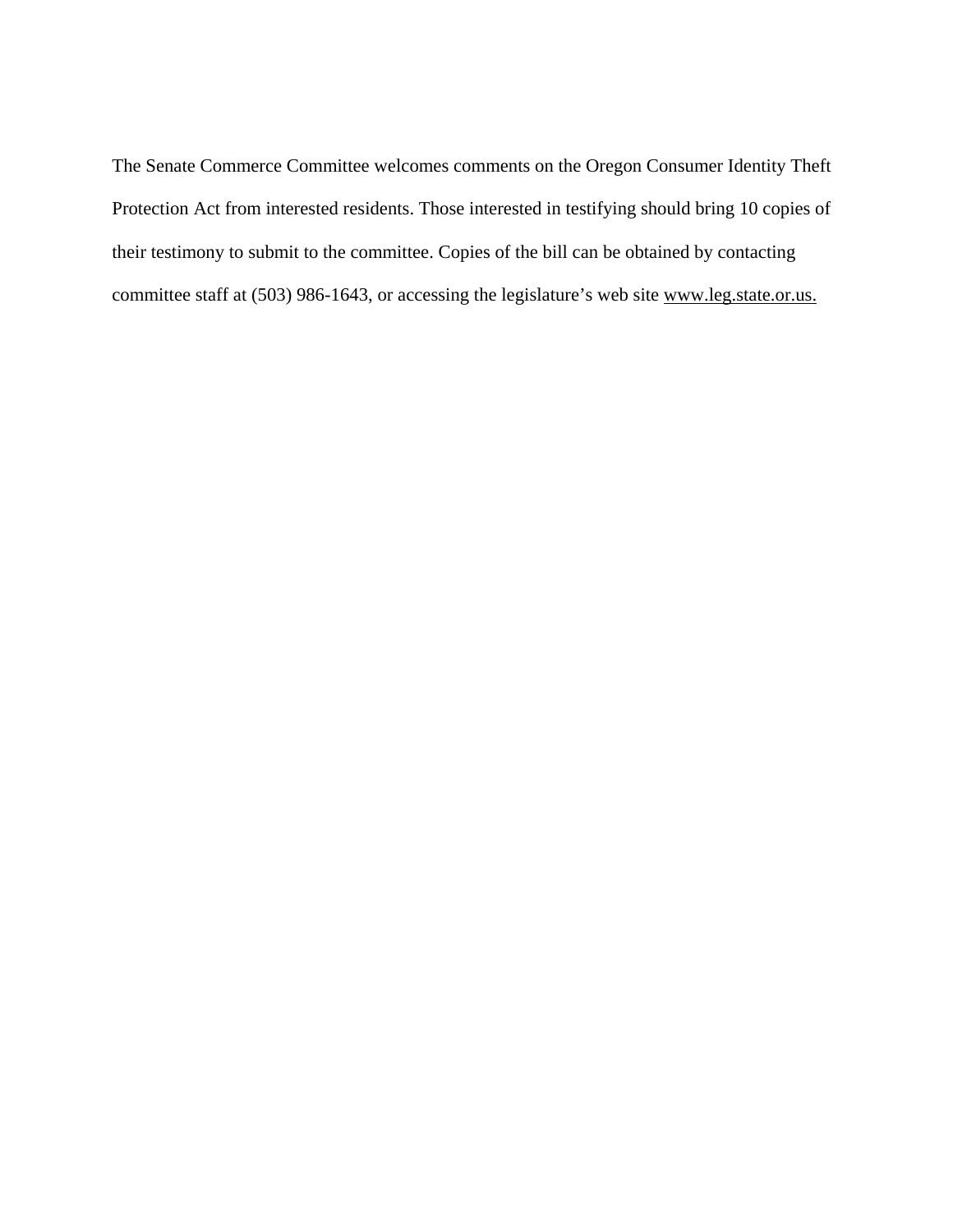The Senate Commerce Committee welcomes comments on the Oregon Consumer Identity Theft Protection Act from interested residents. Those interested in testifying should bring 10 copies of their testimony to submit to the committee. Copies of the bill can be obtained by contacting committee staff at (503) 986-1643, or accessing the legislature's web site www.leg.state.or.us.